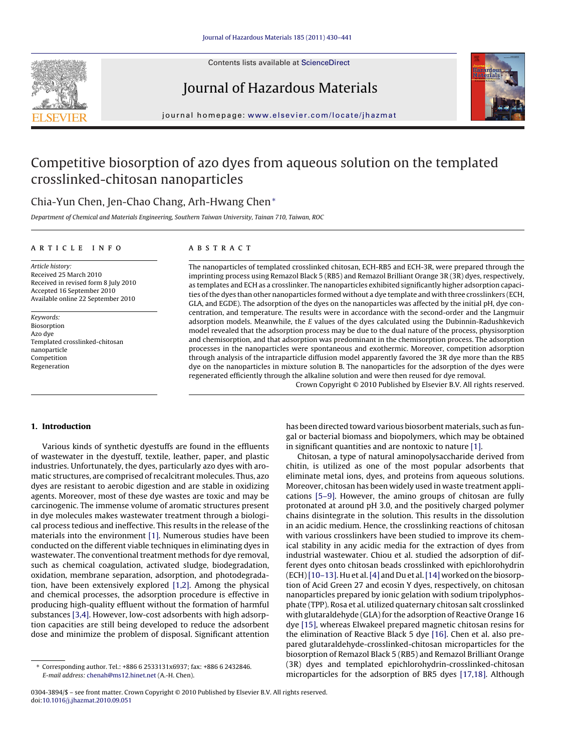# Competitive biosorption of azo dyes from aqueous solution on the templated crosslinked-chitosan nanoparticles

Chia-Yun Chen, Jen-Chao Chang, Arh-Hwang Chen*

*Department of Chemical and Materials Engineering, Southern Taiwan University, Tainan 710, Taiwan, ROC*

## ARTICLE INFO

*Article history:*
Received 25 March 2010
Received in revised form 8 July 2010
Accepted 16 September 2010
Available online 22 September 2010

*Keywords:*
Biosorption
Azo dye
Templated crosslinked-chitosan nanoparticle
Competition
Regeneration

## ABSTRACT

The nanoparticles of templated crosslinked chitosan, ECH-RB5 and ECH-3R, were prepared through the imprinting process using Remazol Black 5 (RB5) and Remazol Brilliant Orange 3R (3R) dyes, respectively, as templates and ECH as a crosslinker. The nanoparticles exhibited significantly higher adsorption capacities of the dyes than other nanoparticles formed without a dye template and with three crosslinkers (ECH, GLA, and EGDE). The adsorption of the dyes on the nanoparticles was affected by the initial pH, dye concentration, and temperature. The results were in accordance with the second-order and the Langmuir adsorption models. Meanwhile, the *E* values of the dyes calculated using the Dubinnin-Radushkevich model revealed that the adsorption process may be due to the dual nature of the process, physisorption and chemisorption, and that adsorption was predominant in the chemisorption process. The adsorption processes in the nanoparticles were spontaneous and exothermic. Moreover, competition adsorption through analysis of the intraparticle diffusion model apparently favored the 3R dye more than the RB5 dye on the nanoparticles in mixture solution B. The nanoparticles for the adsorption of the dyes were regenerated efficiently through the alkaline solution and were then reused for dye removal.

Crown Copyright © 2010 Published by Elsevier B.V. All rights reserved.

## 1. Introduction

Various kinds of synthetic dyestuffs are found in the effluents of wastewater in the dyestuff, textile, leather, paper, and plastic industries. Unfortunately, the dyes, particularly azo dyes with aromatic structures, are comprised of recalcitrant molecules. Thus, azo dyes are resistant to aerobic digestion and are stable in oxidizing agents. Moreover, most of these dye wastes are toxic and may be carcinogenic. The immense volume of aromatic structures present in dye molecules makes wastewater treatment through a biological process tedious and ineffective. This results in the release of the materials into the environment [1]. Numerous studies have been conducted on the different viable techniques in eliminating dyes in wastewater. The conventional treatment methods for dye removal, such as chemical coagulation, activated sludge, biodegradation, oxidation, membrane separation, adsorption, and photodegradation, have been extensively explored [1,2]. Among the physical and chemical processes, the adsorption procedure is effective in producing high-quality effluent without the formation of harmful substances [3,4]. However, low-cost adsorbents with high adsorption capacities are still being developed to reduce the adsorbent dose and minimize the problem of disposal. Significant attention has been directed toward various biosorbent materials, such as fungal or bacterial biomass and biopolymers, which may be obtained in significant quantities and are nontoxic to nature [1].

Chitosan, a type of natural aminopolysaccharide derived from chitin, is utilized as one of the most popular adsorbents that eliminate metal ions, dyes, and proteins from aqueous solutions. Moreover, chitosan has been widely used in waste treatment applications [5–9]. However, the amino groups of chitosan are fully protonated at around pH 3.0, and the positively charged polymer chains disintegrate in the solution. This results in the dissolution in an acidic medium. Hence, the crosslinking reactions of chitosan with various crosslinkers have been studied to improve its chemical stability in any acidic media for the extraction of dyes from industrial wastewater. Chiou et al. studied the adsorption of different dyes onto chitosan beads crosslinked with epichlorohydrin (ECH) [10–13]. Hu et al. [4] and Du et al. [14] worked on the biosorption of Acid Green 27 and ecosin Y dyes, respectively, on chitosan nanoparticles prepared by ionic gelation with sodium tripolyphosphate (TPP). Rosa et al. utilized quaternary chitosan salt crosslinked with glutaraldehyde (GLA) for the adsorption of Reactive Orange 16 dye [15], whereas Elwakeel prepared magnetic chitosan resins for the elimination of Reactive Black 5 dye [16]. Chen et al. also prepared glutaraldehyde-crosslinked-chitosan microparticles for the biosorption of Remazol Black 5 (RB5) and Remazol Brilliant Orange (3R) dyes and templated epichlorohydrin-crosslinked-chitosan microparticles for the adsorption of BR5 dyes [17,18]. Although

---

* Corresponding author. Tel.: +886 6 2533131x6937; fax: +886 6 2432846.
*E-mail address:* chenah@ms12.hinet.net (A.-H. Chen).

0304-3894/$ – see front matter. Crown Copyright © 2010 Published by Elsevier B.V. All rights reserved.
doi:10.1016/j.jhazmat.2010.09.051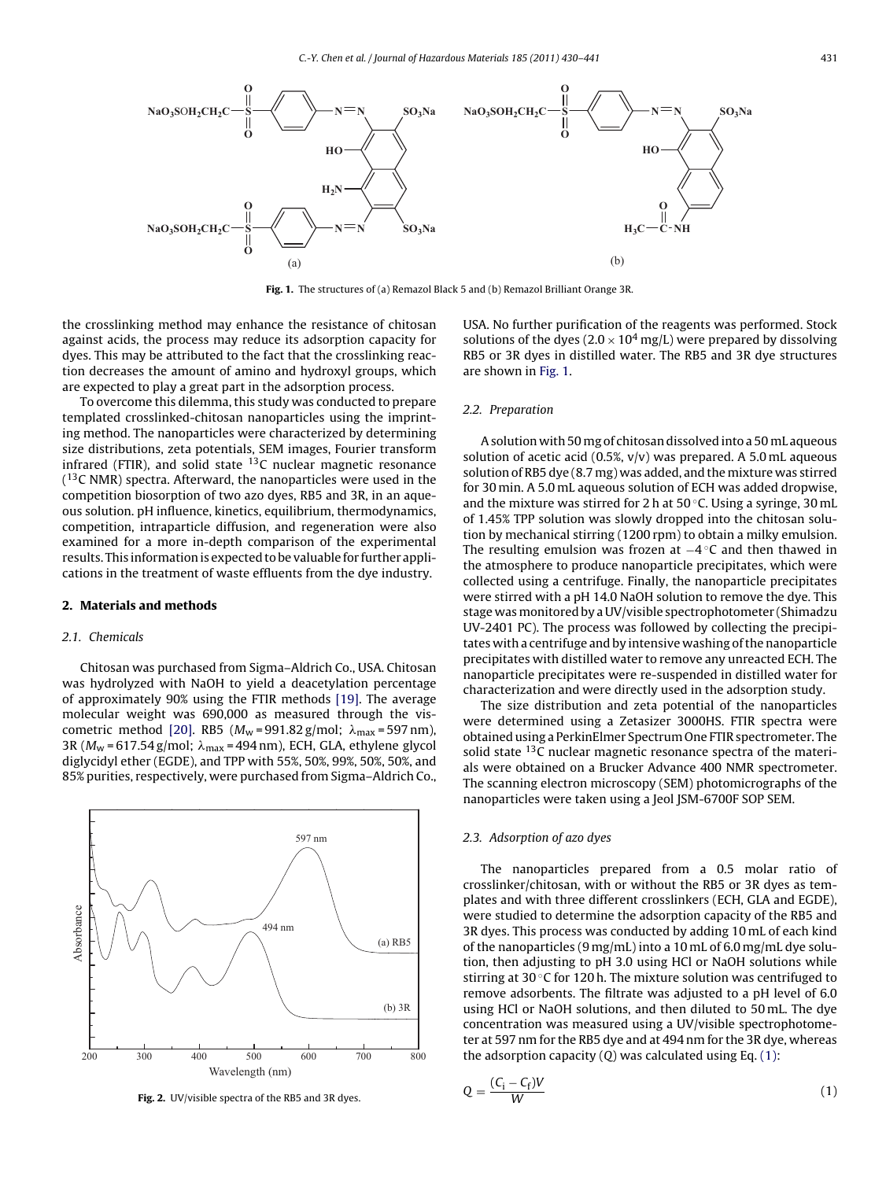Fig. 1. The structures of (a) Remazol Black 5 and (b) Remazol Brilliant Orange 3R.

the crosslinking method may enhance the resistance of chitosan against acids, the process may reduce its adsorption capacity for dyes. This may be attributed to the fact that the crosslinking reaction decreases the amount of amino and hydroxyl groups, which are expected to play a great part in the adsorption process.

To overcome this dilemma, this study was conducted to prepare templated crosslinked-chitosan nanoparticles using the imprinting method. The nanoparticles were characterized by determining size distributions, zeta potentials, SEM images, Fourier transform infrared (FTIR), and solid state $^{13}$C nuclear magnetic resonance ($^{13}$C NMR) spectra. Afterward, the nanoparticles were used in the competition biosorption of two azo dyes, RB5 and 3R, in an aqueous solution. pH influence, kinetics, equilibrium, thermodynamics, competition, intraparticle diffusion, and regeneration were also examined for a more in-depth comparison of the experimental results. This information is expected to be valuable for further applications in the treatment of waste effluents from the dye industry.

## 2. Materials and methods

### 2.1. Chemicals

Chitosan was purchased from Sigma–Aldrich Co., USA. Chitosan was hydrolyzed with NaOH to yield a deacetylation percentage of approximately 90% using the FTIR methods [19]. The average molecular weight was 690,000 as measured through the viscometric method [20]. RB5 ($M_w$ = 991.82 g/mol; $\lambda_{max}$ = 597 nm), 3R ($M_w$ = 617.54 g/mol; $\lambda_{max}$ = 494 nm), ECH, GLA, ethylene glycol diglycidyl ether (EGDE), and TPP with 55%, 50%, 99%, 50%, 50%, and 85% purities, respectively, were purchased from Sigma–Aldrich Co., USA. No further purification of the reagents was performed. Stock solutions of the dyes ($2.0 \times 10^4$ mg/L) were prepared by dissolving RB5 or 3R dyes in distilled water. The RB5 and 3R dye structures are shown in Fig. 1.

Fig. 2. UV/visible spectra of the RB5 and 3R dyes.

### 2.2. Preparation

A solution with 50 mg of chitosan dissolved into a 50 mL aqueous solution of acetic acid (0.5%, v/v) was prepared. A 5.0 mL aqueous solution of RB5 dye (8.7 mg) was added, and the mixture was stirred for 30 min. A 5.0 mL aqueous solution of ECH was added dropwise, and the mixture was stirred for 2 h at 50 °C. Using a syringe, 30 mL of 1.45% TPP solution was slowly dropped into the chitosan solution by mechanical stirring (1200 rpm) to obtain a milky emulsion. The resulting emulsion was frozen at −4 °C and then thawed in the atmosphere to produce nanoparticle precipitates, which were collected using a centrifuge. Finally, the nanoparticle precipitates were stirred with a pH 14.0 NaOH solution to remove the dye. This stage was monitored by a UV/visible spectrophotometer (Shimadzu UV-2401 PC). The process was followed by collecting the precipitates with a centrifuge and by intensive washing of the nanoparticle precipitates with distilled water to remove any unreacted ECH. The nanoparticle precipitates were re-suspended in distilled water for characterization and were directly used in the adsorption study.

The size distribution and zeta potential of the nanoparticles were determined using a Zetasizer 3000HS. FTIR spectra were obtained using a PerkinElmer Spectrum One FTIR spectrometer. The solid state $^{13}$C nuclear magnetic resonance spectra of the materials were obtained on a Brucker Advance 400 NMR spectrometer. The scanning electron microscopy (SEM) photomicrographs of the nanoparticles were taken using a Jeol JSM-6700F SOP SEM.

### 2.3. Adsorption of azo dyes

The nanoparticles prepared from a 0.5 molar ratio of crosslinker/chitosan, with or without the RB5 or 3R dyes as templates and with three different crosslinkers (ECH, GLA and EGDE), were studied to determine the adsorption capacity of the RB5 and 3R dyes. This process was conducted by adding 10 mL of each kind of the nanoparticles (9 mg/mL) into a 10 mL of 6.0 mg/mL dye solution, then adjusting to pH 3.0 using HCl or NaOH solutions while stirring at 30 °C for 120 h. The mixture solution was centrifuged to remove adsorbents. The filtrate was adjusted to a pH level of 6.0 using HCl or NaOH solutions, and then diluted to 50 mL. The dye concentration was measured using a UV/visible spectrophotometer at 597 nm for the RB5 dye and at 494 nm for the 3R dye, whereas the adsorption capacity ($Q$) was calculated using Eq. (1):

$$Q = \frac{(C_i - C_f)V}{W} \tag{1}$$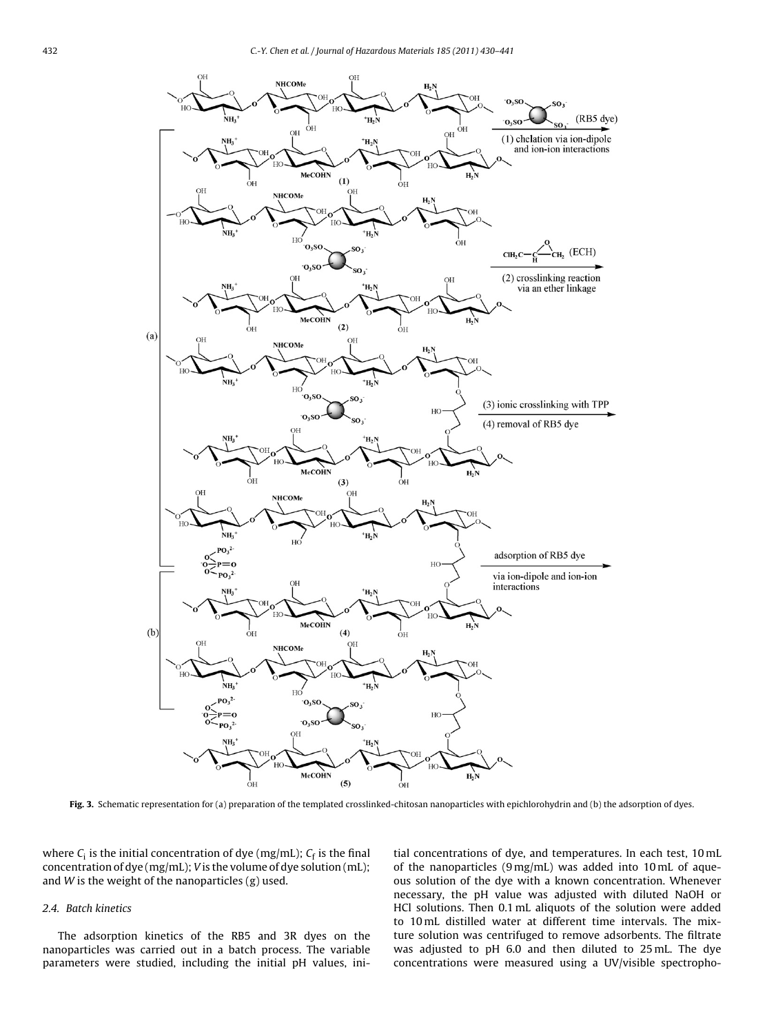Fig. 3. Schematic representation for (a) preparation of the templated crosslinked-chitosan nanoparticles with epichlorohydrin and (b) the adsorption of dyes.

where $C_i$ is the initial concentration of dye (mg/mL); $C_f$ is the final concentration of dye (mg/mL); $V$ is the volume of dye solution (mL); and $W$ is the weight of the nanoparticles (g) used.

### 2.4. Batch kinetics

The adsorption kinetics of the RB5 and 3R dyes on the nanoparticles was carried out in a batch process. The variable parameters were studied, including the initial pH values, initial concentrations of dye, and temperatures. In each test, 10 mL of the nanoparticles (9 mg/mL) was added into 10 mL of aqueous solution of the dye with a known concentration. Whenever necessary, the pH value was adjusted with diluted NaOH or HCl solutions. Then 0.1 mL aliquots of the solution were added to 10 mL distilled water at different time intervals. The mixture solution was centrifuged to remove adsorbents. The filtrate was adjusted to pH 6.0 and then diluted to 25 mL. The dye concentrations were measured using a UV/visible spectropho-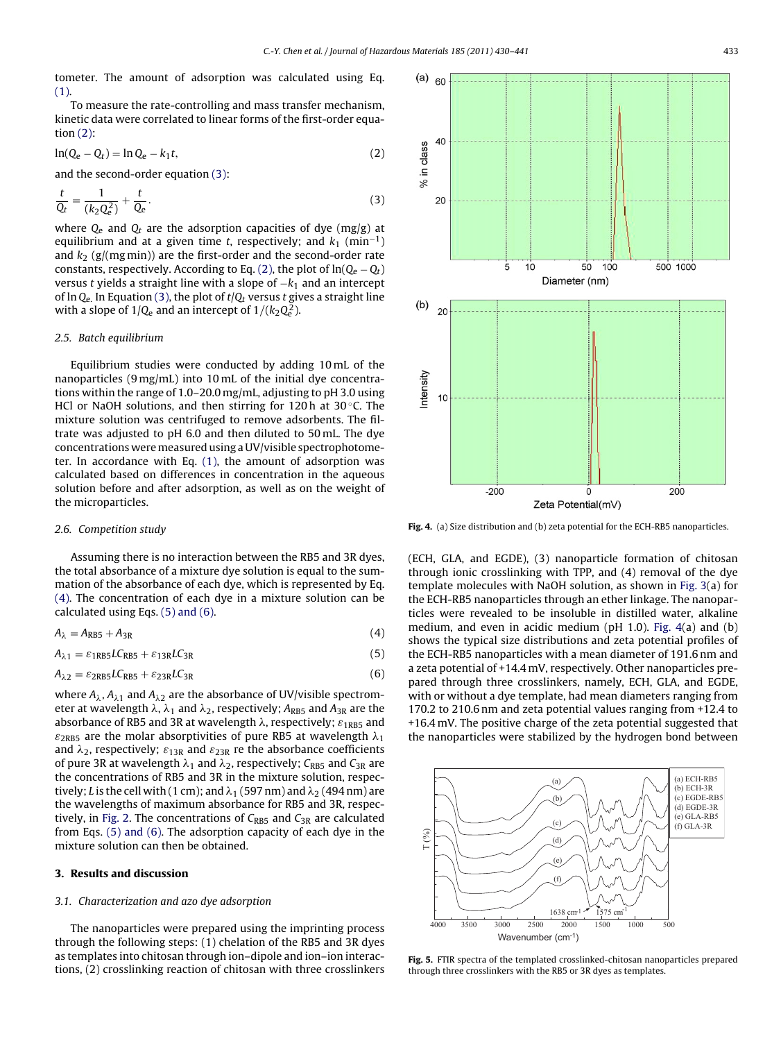tometer. The amount of adsorption was calculated using Eq. (1).

To measure the rate-controlling and mass transfer mechanism, kinetic data were correlated to linear forms of the first-order equation (2):

$$\ln(Q_e - Q_t) = \ln Q_e - k_1 t, \tag{2}$$

and the second-order equation (3):

$$\frac{t}{Q_t} = \frac{1}{(k_2 Q_e^2)} + \frac{t}{Q_e}. \tag{3}$$

where $Q_e$ and $Q_t$ are the adsorption capacities of dye (mg/g) at equilibrium and at a given time $t$, respectively; and $k_1$ ($\text{min}^{-1}$) and $k_2$ (g/(mg min)) are the first-order and the second-order rate constants, respectively. According to Eq. (2), the plot of $\ln(Q_e - Q_t)$ versus $t$ yields a straight line with a slope of $-k_1$ and an intercept of $\ln Q_e$. In Equation (3), the plot of $t/Q_t$ versus $t$ gives a straight line with a slope of $1/Q_e$ and an intercept of $1/(k_2 Q_e^2)$.

### 2.5. Batch equilibrium

Equilibrium studies were conducted by adding 10 mL of the nanoparticles (9 mg/mL) into 10 mL of the initial dye concentrations within the range of 1.0–20.0 mg/mL, adjusting to pH 3.0 using HCl or NaOH solutions, and then stirring for 120 h at 30 °C. The mixture solution was centrifuged to remove adsorbents. The filtrate was adjusted to pH 6.0 and then diluted to 50 mL. The dye concentrations were measured using a UV/visible spectrophotometer. In accordance with Eq. (1), the amount of adsorption was calculated based on differences in concentration in the aqueous solution before and after adsorption, as well as on the weight of the microparticles.

### 2.6. Competition study

Assuming there is no interaction between the RB5 and 3R dyes, the total absorbance of a mixture dye solution is equal to the summation of the absorbance of each dye, which is represented by Eq. (4). The concentration of each dye in a mixture solution can be calculated using Eqs. (5) and (6).

$$A_\lambda = A_{RB5} + A_{3R} \tag{4}$$

$$A_{\lambda 1} = \varepsilon_{1RB5} L C_{RB5} + \varepsilon_{13R} L C_{3R} \tag{5}$$

$$A_{\lambda 2} = \varepsilon_{2RB5} L C_{RB5} + \varepsilon_{23R} L C_{3R} \tag{6}$$

where $A_\lambda$, $A_{\lambda 1}$ and $A_{\lambda 2}$ are the absorbance of UV/visible spectrometer at wavelength $\lambda$, $\lambda_1$ and $\lambda_2$, respectively; $A_{RB5}$ and $A_{3R}$ are the absorbance of RB5 and 3R at wavelength $\lambda$, respectively; $\varepsilon_{1RB5}$ and $\varepsilon_{2RB5}$ are the molar absorptivities of pure RB5 at wavelength $\lambda_1$ and $\lambda_2$, respectively; $\varepsilon_{13R}$ and $\varepsilon_{23R}$ re the absorbance coefficients of pure 3R at wavelength $\lambda_1$ and $\lambda_2$, respectively; $C_{RB5}$ and $C_{3R}$ are the concentrations of RB5 and 3R in the mixture solution, respectively; $L$ is the cell with (1 cm); and $\lambda_1$ (597 nm) and $\lambda_2$ (494 nm) are the wavelengths of maximum absorbance for RB5 and 3R, respectively, in Fig. 2. The concentrations of $C_{RB5}$ and $C_{3R}$ are calculated from Eqs. (5) and (6). The adsorption capacity of each dye in the mixture solution can then be obtained.

## 3. Results and discussion

### 3.1. Characterization and azo dye adsorption

The nanoparticles were prepared using the imprinting process through the following steps: (1) chelation of the RB5 and 3R dyes as templates into chitosan through ion–dipole and ion–ion interactions, (2) crosslinking reaction of chitosan with three crosslinkers (ECH, GLA, and EGDE), (3) nanoparticle formation of chitosan through ionic crosslinking with TPP, and (4) removal of the dye template molecules with NaOH solution, as shown in Fig. 3(a) for the ECH-RB5 nanoparticles through an ether linkage. The nanoparticles were revealed to be insoluble in distilled water, alkaline medium, and even in acidic medium (pH 1.0). Fig. 4(a) and (b) shows the typical size distributions and zeta potential profiles of the ECH-RB5 nanoparticles with a mean diameter of 191.6 nm and a zeta potential of +14.4 mV, respectively. Other nanoparticles prepared through three crosslinkers, namely, ECH, GLA, and EGDE, with or without a dye template, had mean diameters ranging from 170.2 to 210.6 nm and zeta potential values ranging from +12.4 to +16.4 mV. The positive charge of the zeta potential suggested that the nanoparticles were stabilized by the hydrogen bond between

Fig. 4. (a) Size distribution and (b) zeta potential for the ECH-RB5 nanoparticles.

Fig. 5. FTIR spectra of the templated crosslinked-chitosan nanoparticles prepared through three crosslinkers with the RB5 or 3R dyes as templates.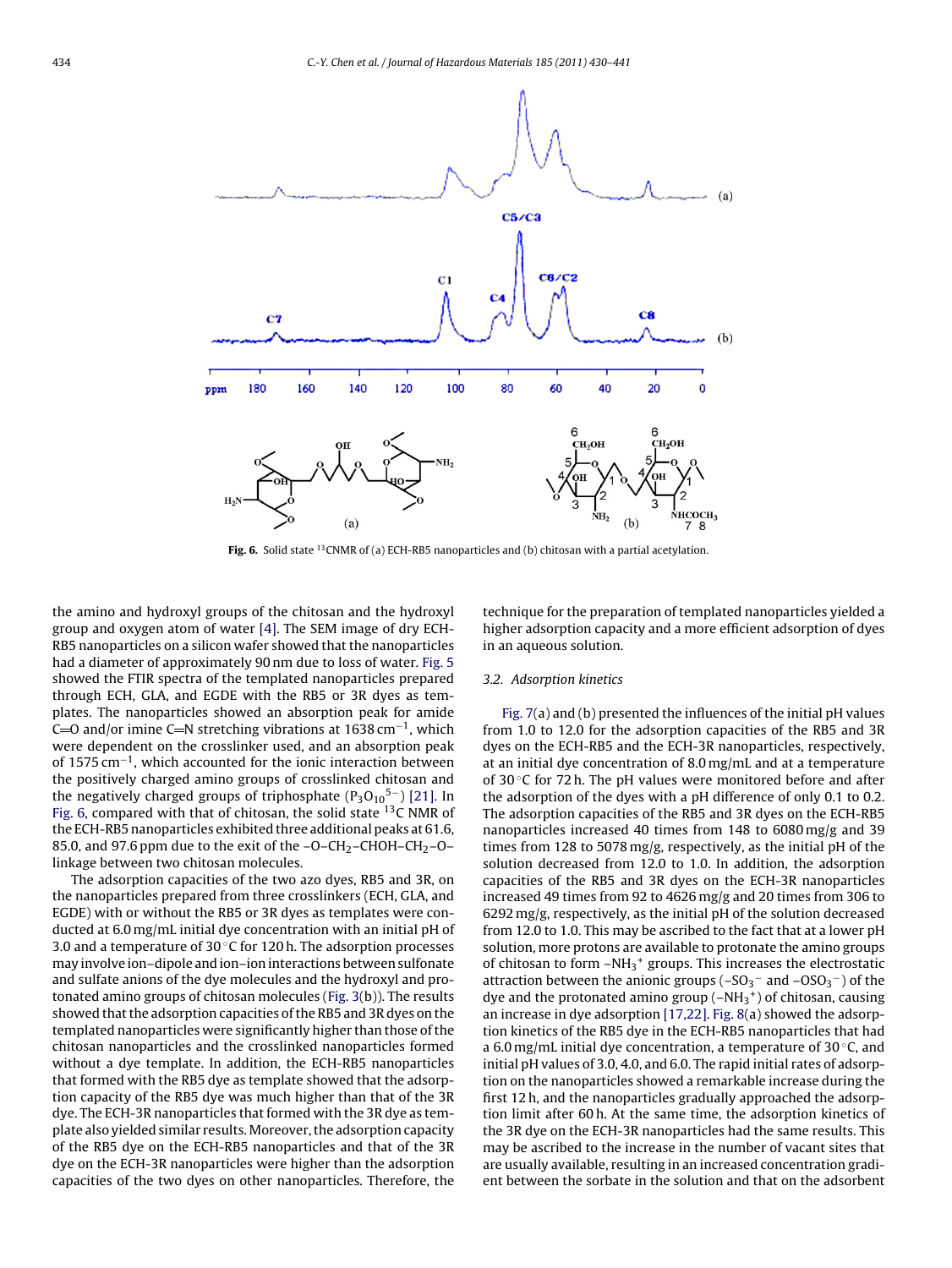Fig. 6. Solid state $^{13}$CNMR of (a) ECH-RB5 nanoparticles and (b) chitosan with a partial acetylation.

the amino and hydroxyl groups of the chitosan and the hydroxyl group and oxygen atom of water [4]. The SEM image of dry ECH-RB5 nanoparticles on a silicon wafer showed that the nanoparticles had a diameter of approximately 90 nm due to loss of water. Fig. 5 showed the FTIR spectra of the templated nanoparticles prepared through ECH, GLA, and EGDE with the RB5 or 3R dyes as templates. The nanoparticles showed an absorption peak for amide C=O and/or imine C=N stretching vibrations at 1638 $cm^{-1}$, which were dependent on the crosslinker used, and an absorption peak of 1575 $cm^{-1}$, which accounted for the ionic interaction between the positively charged amino groups of crosslinked chitosan and the negatively charged groups of triphosphate ($P_3O_{10}^{5-}$) [21]. In Fig. 6, compared with that of chitosan, the solid state $^{13}$C NMR of the ECH-RB5 nanoparticles exhibited three additional peaks at 61.6, 85.0, and 97.6 ppm due to the exit of the –O–CH$_2$–CHOH–CH$_2$–O– linkage between two chitosan molecules.

The adsorption capacities of the two azo dyes, RB5 and 3R, on the nanoparticles prepared from three crosslinkers (ECH, GLA, and EGDE) with or without the RB5 or 3R dyes as templates were conducted at 6.0 mg/mL initial dye concentration with an initial pH of 3.0 and a temperature of 30 °C for 120 h. The adsorption processes may involve ion–dipole and ion–ion interactions between sulfonate and sulfate anions of the dye molecules and the hydroxyl and protonated amino groups of chitosan molecules (Fig. 3(b)). The results showed that the adsorption capacities of the RB5 and 3R dyes on the templated nanoparticles were significantly higher than those of the chitosan nanoparticles and the crosslinked nanoparticles formed without a dye template. In addition, the ECH-RB5 nanoparticles that formed with the RB5 dye as template showed that the adsorption capacity of the RB5 dye was much higher than that of the 3R dye. The ECH-3R nanoparticles that formed with the 3R dye as template also yielded similar results. Moreover, the adsorption capacity of the RB5 dye on the ECH-RB5 nanoparticles and that of the 3R dye on the ECH-3R nanoparticles were higher than the adsorption capacities of the two dyes on other nanoparticles. Therefore, the technique for the preparation of templated nanoparticles yielded a higher adsorption capacity and a more efficient adsorption of dyes in an aqueous solution.

### 3.2. Adsorption kinetics

Fig. 7(a) and (b) presented the influences of the initial pH values from 1.0 to 12.0 for the adsorption capacities of the RB5 and 3R dyes on the ECH-RB5 and the ECH-3R nanoparticles, respectively, at an initial dye concentration of 8.0 mg/mL and at a temperature of 30 °C for 72 h. The pH values were monitored before and after the adsorption of the dyes with a pH difference of only 0.1 to 0.2. The adsorption capacities of the RB5 and 3R dyes on the ECH-RB5 nanoparticles increased 40 times from 148 to 6080 mg/g and 39 times from 128 to 5078 mg/g, respectively, as the initial pH of the solution decreased from 12.0 to 1.0. In addition, the adsorption capacities of the RB5 and 3R dyes on the ECH-3R nanoparticles increased 49 times from 92 to 4626 mg/g and 20 times from 306 to 6292 mg/g, respectively, as the initial pH of the solution decreased from 12.0 to 1.0. This may be ascribed to the fact that at a lower pH solution, more protons are available to protonate the amino groups of chitosan to form –$NH_3^+$ groups. This increases the electrostatic attraction between the anionic groups (–$SO_3^-$ and –$OSO_3^-$) of the dye and the protonated amino group (–$NH_3^+$) of chitosan, causing an increase in dye adsorption [17,22]. Fig. 8(a) showed the adsorption kinetics of the RB5 dye in the ECH-RB5 nanoparticles that had a 6.0 mg/mL initial dye concentration, a temperature of 30 °C, and initial pH values of 3.0, 4.0, and 6.0. The rapid initial rates of adsorption on the nanoparticles showed a remarkable increase during the first 12 h, and the nanoparticles gradually approached the adsorption limit after 60 h. At the same time, the adsorption kinetics of the 3R dye on the ECH-3R nanoparticles had the same results. This may be ascribed to the increase in the number of vacant sites that are usually available, resulting in an increased concentration gradient between the sorbate in the solution and that on the adsorbent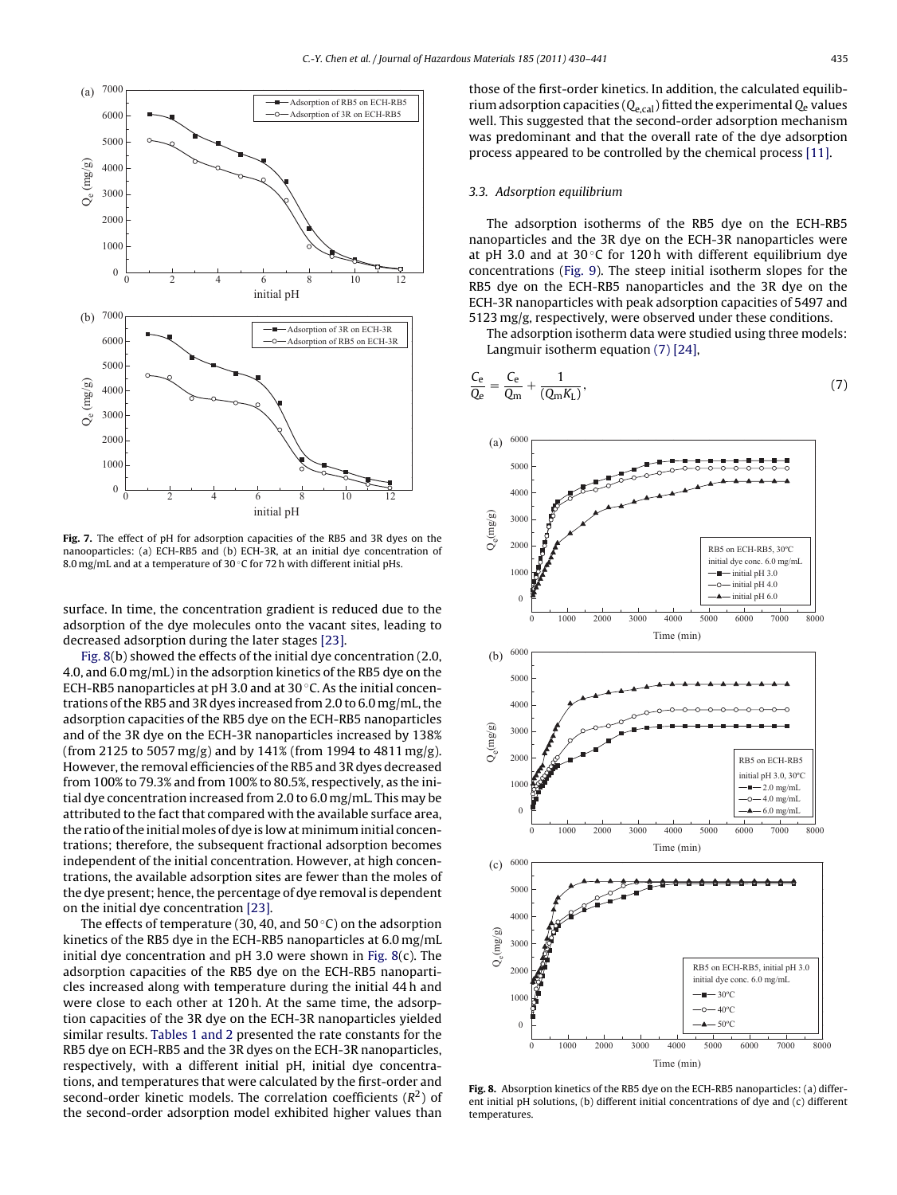Fig. 7. The effect of pH for adsorption capacities of the RB5 and 3R dyes on the nanoparticles: (a) ECH-RB5 and (b) ECH-3R, at an initial dye concentration of 8.0 mg/mL and at a temperature of 30 °C for 72 h with different initial pHs.

surface. In time, the concentration gradient is reduced due to the adsorption of the dye molecules onto the vacant sites, leading to decreased adsorption during the later stages [23].

Fig. 8(b) showed the effects of the initial dye concentration (2.0, 4.0, and 6.0 mg/mL) in the adsorption kinetics of the RB5 dye on the ECH-RB5 nanoparticles at pH 3.0 and at 30 °C. As the initial concentrations of the RB5 and 3R dyes increased from 2.0 to 6.0 mg/mL, the adsorption capacities of the RB5 dye on the ECH-RB5 nanoparticles and of the 3R dye on the ECH-3R nanoparticles increased by 138% (from 2125 to 5057 mg/g) and by 141% (from 1994 to 4811 mg/g). However, the removal efficiencies of the RB5 and 3R dyes decreased from 100% to 79.3% and from 100% to 80.5%, respectively, as the initial dye concentration increased from 2.0 to 6.0 mg/mL. This may be attributed to the fact that compared with the available surface area, the ratio of the initial moles of dye is low at minimum initial concentrations; therefore, the subsequent fractional adsorption becomes independent of the initial concentration. However, at high concentrations, the available adsorption sites are fewer than the moles of the dye present; hence, the percentage of dye removal is dependent on the initial dye concentration [23].

The effects of temperature (30, 40, and 50 °C) on the adsorption kinetics of the RB5 dye in the ECH-RB5 nanoparticles at 6.0 mg/mL initial dye concentration and pH 3.0 were shown in Fig. 8(c). The adsorption capacities of the RB5 dye on the ECH-RB5 nanoparticles increased along with temperature during the initial 44 h and were close to each other at 120 h. At the same time, the adsorption capacities of the 3R dye on the ECH-3R nanoparticles yielded similar results. Tables 1 and 2 presented the rate constants for the RB5 dye on ECH-RB5 and the 3R dyes on the ECH-3R nanoparticles, respectively, with a different initial pH, initial dye concentrations, and temperatures that were calculated by the first-order and second-order kinetic models. The correlation coefficients ($R^2$) of the second-order adsorption model exhibited higher values than those of the first-order kinetics. In addition, the calculated equilibrium adsorption capacities ($Q_{e,cal}$) fitted the experimental $Q_e$ values well. This suggested that the second-order adsorption mechanism was predominant and that the overall rate of the dye adsorption process appeared to be controlled by the chemical process [11].

### 3.3. Adsorption equilibrium

The adsorption isotherms of the RB5 dye on the ECH-RB5 nanoparticles and the 3R dye on the ECH-3R nanoparticles were at pH 3.0 and at 30 °C for 120 h with different equilibrium dye concentrations (Fig. 9). The steep initial isotherm slopes for the RB5 dye on the ECH-RB5 nanoparticles and the 3R dye on the ECH-3R nanoparticles with peak adsorption capacities of 5497 and 5123 mg/g, respectively, were observed under these conditions.

The adsorption isotherm data were studied using three models: Langmuir isotherm equation (7) [24],

$$\frac{C_e}{Q_e} = \frac{C_e}{Q_m} + \frac{1}{(Q_m K_L)}, \tag{7}$$

Fig. 8. Absorption kinetics of the RB5 dye on the ECH-RB5 nanoparticles: (a) different initial pH solutions, (b) different initial concentrations of dye and (c) different temperatures.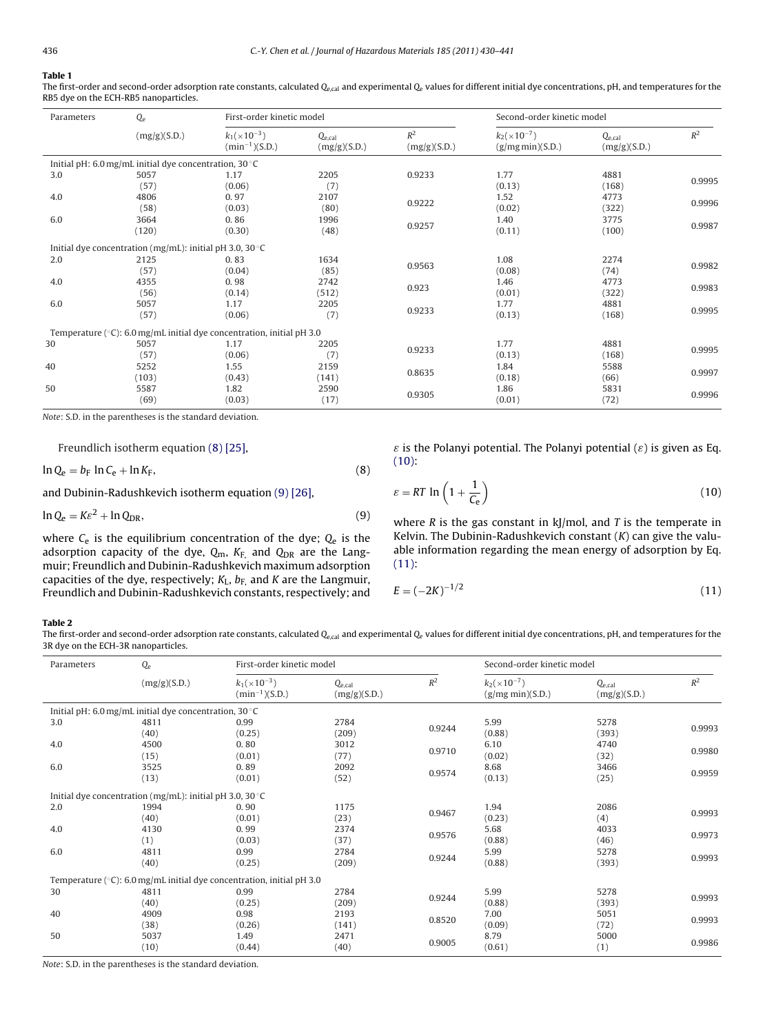**Table 1**

The first-order and second-order adsorption rate constants, calculated $Q_{e,cal}$ and experimental $Q_e$ values for different initial dye concentrations, pH, and temperatures for the RB5 dye on the ECH-RB5 nanoparticles.

| Parameters | $Q_e$ | First-order kinetic model | | | Second-order kinetic model | | |
|---|---|---|---|---|---|---|---|
| | (mg/g)(S.D.) | $k_1(\times10^{-3})$ $(\text{min}^{-1})$(S.D.) | $Q_{e,cal}$ (mg/g)(S.D.) | $R^2$ (mg/g)(S.D.) | $k_2(\times10^{-7})$ (g/mg min)(S.D.) | $Q_{e,cal}$ (mg/g)(S.D.) | $R^2$ |
| Initial pH: 6.0 mg/mL initial dye concentration, 30 °C | | | | | | | |
| 3.0 | 5057 (57) | 1.17 (0.06) | 2205 (7) | 0.9233 | 1.77 (0.13) | 4881 (168) | 0.9995 |
| 4.0 | 4806 (58) | 0.97 (0.03) | 2107 (80) | 0.9222 | 1.52 (0.02) | 4773 (322) | 0.9996 |
| 6.0 | 3664 (120) | 0.86 (0.30) | 1996 (48) | 0.9257 | 1.40 (0.11) | 3775 (100) | 0.9987 |
| Initial dye concentration (mg/mL): initial pH 3.0, 30 °C | | | | | | | |
| 2.0 | 2125 (57) | 0.83 (0.04) | 1634 (85) | 0.9563 | 1.08 (0.08) | 2274 (74) | 0.9982 |
| 4.0 | 4355 (56) | 0.98 (0.14) | 2742 (512) | 0.923 | 1.46 (0.01) | 4773 (322) | 0.9983 |
| 6.0 | 5057 (57) | 1.17 (0.06) | 2205 (7) | 0.9233 | 1.77 (0.13) | 4881 (168) | 0.9995 |
| Temperature (°C): 6.0 mg/mL initial dye concentration, initial pH 3.0 | | | | | | | |
| 30 | 5057 (57) | 1.17 (0.06) | 2205 (7) | 0.9233 | 1.77 (0.13) | 4881 (168) | 0.9995 |
| 40 | 5252 (103) | 1.55 (0.43) | 2159 (141) | 0.8635 | 1.84 (0.18) | 5588 (66) | 0.9997 |
| 50 | 5587 (69) | 1.82 (0.03) | 2590 (17) | 0.9305 | 1.86 (0.01) | 5831 (72) | 0.9996 |

*Note*: S.D. in the parentheses is the standard deviation.

Freundlich isotherm equation (8) [25],

$$\ln Q_e = b_F \ln C_e + \ln K_F, \tag{8}$$

and Dubinin-Radushkevich isotherm equation (9) [26],

$$\ln Q_e = K\varepsilon^2 + \ln Q_{DR}, \tag{9}$$

where $C_e$ is the equilibrium concentration of the dye; $Q_e$ is the adsorption capacity of the dye, $Q_m$, $K_F$, and $Q_{DR}$ are the Langmuir; Freundlich and Dubinin-Radushkevich maximum adsorption capacities of the dye, respectively; $K_L$, $b_F$, and $K$ are the Langmuir, Freundlich and Dubinin-Radushkevich constants, respectively; and $\varepsilon$ is the Polanyi potential. The Polanyi potential ($\varepsilon$) is given as Eq. (10):

$$\varepsilon = RT \ln\left(1 + \frac{1}{C_e}\right) \tag{10}$$

where $R$ is the gas constant in kJ/mol, and $T$ is the temperate in Kelvin. The Dubinin-Radushkevich constant ($K$) can give the valuable information regarding the mean energy of adsorption by Eq. (11):

$$E = (-2K)^{-1/2} \tag{11}$$

**Table 2**

The first-order and second-order adsorption rate constants, calculated $Q_{e,cal}$ and experimental $Q_e$ values for different initial dye concentrations, pH, and temperatures for the 3R dye on the ECH-3R nanoparticles.

| Parameters | $Q_e$ | First-order kinetic model | | | Second-order kinetic model | | |
|---|---|---|---|---|---|---|---|
| | (mg/g)(S.D.) | $k_1(\times10^{-3})$ $(\text{min}^{-1})$(S.D.) | $Q_{e,cal}$ (mg/g)(S.D.) | $R^2$ | $k_2(\times10^{-7})$ (g/mg min)(S.D.) | $Q_{e,cal}$ (mg/g)(S.D.) | $R^2$ |
| Initial pH: 6.0 mg/mL initial dye concentration, 30 °C | | | | | | | |
| 3.0 | 4811 (40) | 0.99 (0.25) | 2784 (209) | 0.9244 | 5.99 (0.88) | 5278 (393) | 0.9993 |
| 4.0 | 4500 (15) | 0.80 (0.01) | 3012 (77) | 0.9710 | 6.10 (0.02) | 4740 (32) | 0.9980 |
| 6.0 | 3525 (13) | 0.89 (0.01) | 2092 (52) | 0.9574 | 8.68 (0.13) | 3466 (25) | 0.9959 |
| Initial dye concentration (mg/mL): initial pH 3.0, 30 °C | | | | | | | |
| 2.0 | 1994 (40) | 0.90 (0.01) | 1175 (23) | 0.9467 | 1.94 (0.23) | 2086 (4) | 0.9993 |
| 4.0 | 4130 (1) | 0.99 (0.03) | 2374 (37) | 0.9576 | 5.68 (0.88) | 4033 (46) | 0.9973 |
| 6.0 | 4811 (40) | 0.99 (0.25) | 2784 (209) | 0.9244 | 5.99 (0.88) | 5278 (393) | 0.9993 |
| Temperature (°C): 6.0 mg/mL initial dye concentration, initial pH 3.0 | | | | | | | |
| 30 | 4811 (40) | 0.99 (0.25) | 2784 (209) | 0.9244 | 5.99 (0.88) | 5278 (393) | 0.9993 |
| 40 | 4909 (38) | 0.98 (0.26) | 2193 (141) | 0.8520 | 7.00 (0.09) | 5051 (72) | 0.9993 |
| 50 | 5037 (10) | 1.49 (0.44) | 2471 (40) | 0.9005 | 8.79 (0.61) | 5000 (1) | 0.9986 |

*Note*: S.D. in the parentheses is the standard deviation.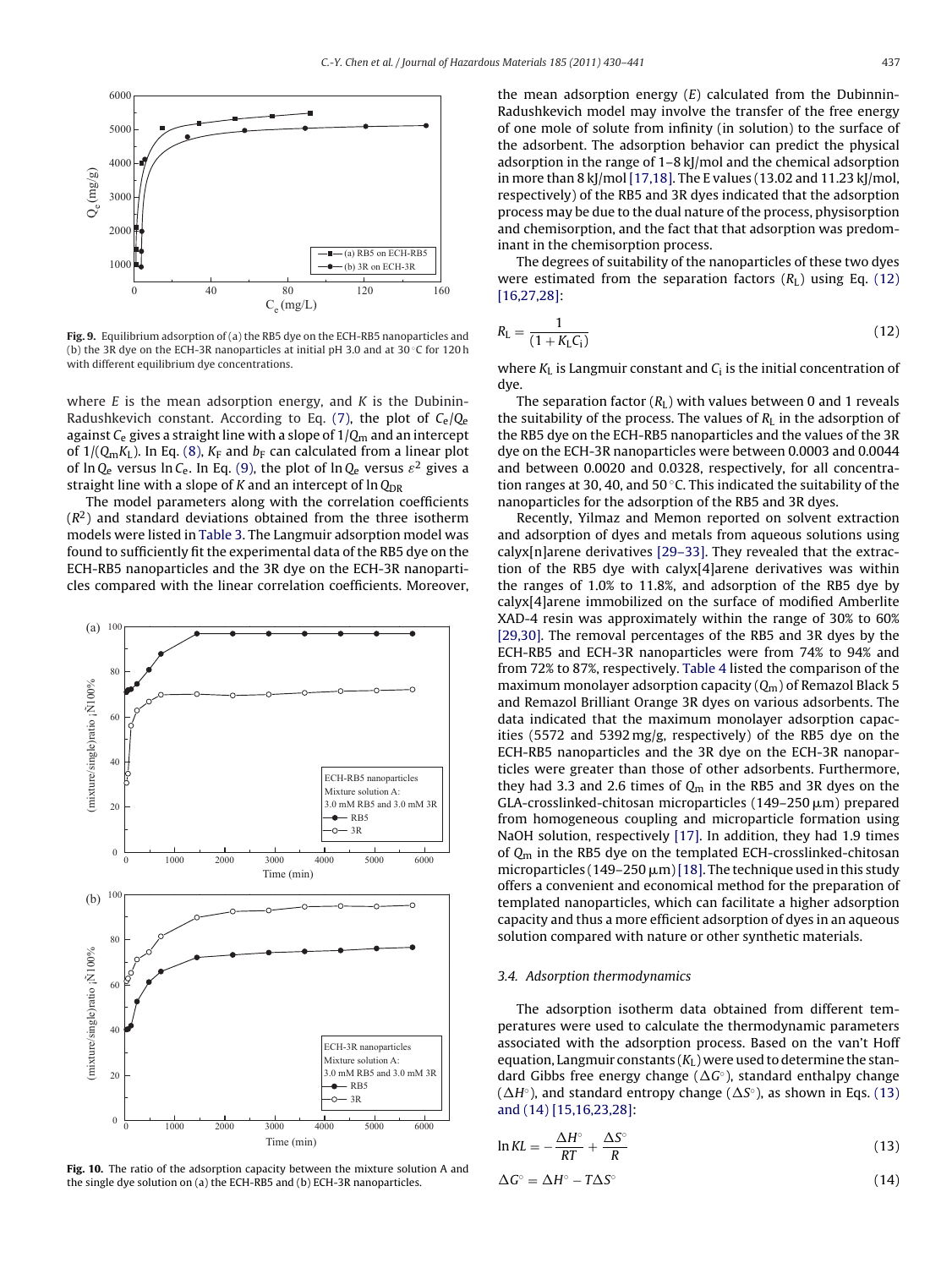Fig. 9. Equilibrium adsorption of (a) the RB5 dye on the ECH-RB5 nanoparticles and (b) the 3R dye on the ECH-3R nanoparticles at initial pH 3.0 and at 30 °C for 120 h with different equilibrium dye concentrations.

where $E$ is the mean adsorption energy, and $K$ is the Dubinin-Radushkevich constant. According to Eq. (7), the plot of $C_e/Q_e$ against $C_e$ gives a straight line with a slope of $1/Q_m$ and an intercept of $1/(Q_m K_L)$. In Eq. (8), $K_F$ and $b_F$ can calculated from a linear plot of $\ln Q_e$ versus $\ln C_e$. In Eq. (9), the plot of $\ln Q_e$ versus $\varepsilon^2$ gives a straight line with a slope of $K$ and an intercept of $\ln Q_{DR}$

The model parameters along with the correlation coefficients ($R^2$) and standard deviations obtained from the three isotherm models were listed in Table 3. The Langmuir adsorption model was found to sufficiently fit the experimental data of the RB5 dye on the ECH-RB5 nanoparticles and the 3R dye on the ECH-3R nanoparticles compared with the linear correlation coefficients. Moreover,

Fig. 10. The ratio of the adsorption capacity between the mixture solution A and the single dye solution on (a) the ECH-RB5 and (b) ECH-3R nanoparticles.

the mean adsorption energy ($E$) calculated from the Dubinnin-Radushkevich model may involve the transfer of the free energy of one mole of solute from infinity (in solution) to the surface of the adsorbent. The adsorption behavior can predict the physical adsorption in the range of 1–8 kJ/mol and the chemical adsorption in more than 8 kJ/mol [17,18]. The E values (13.02 and 11.23 kJ/mol, respectively) of the RB5 and 3R dyes indicated that the adsorption process may be due to the dual nature of the process, physisorption and chemisorption, and the fact that that adsorption was predominant in the chemisorption process.

The degrees of suitability of the nanoparticles of these two dyes were estimated from the separation factors ($R_L$) using Eq. (12) [16,27,28]:

$$R_L = \frac{1}{(1 + K_L C_i)} \tag{12}$$

where $K_L$ is Langmuir constant and $C_i$ is the initial concentration of dye.

The separation factor ($R_L$) with values between 0 and 1 reveals the suitability of the process. The values of $R_L$ in the adsorption of the RB5 dye on the ECH-RB5 nanoparticles and the values of the 3R dye on the ECH-3R nanoparticles were between 0.0003 and 0.0044 and between 0.0020 and 0.0328, respectively, for all concentration ranges at 30, 40, and 50 °C. This indicated the suitability of the nanoparticles for the adsorption of the RB5 and 3R dyes.

Recently, Yilmaz and Memon reported on solvent extraction and adsorption of dyes and metals from aqueous solutions using calyx[n]arene derivatives [29–33]. They revealed that the extraction of the RB5 dye with calyx[4]arene derivatives was within the ranges of 1.0% to 11.8%, and adsorption of the RB5 dye by calyx[4]arene immobilized on the surface of modified Amberlite XAD-4 resin was approximately within the range of 30% to 60% [29,30]. The removal percentages of the RB5 and 3R dyes by the ECH-RB5 and ECH-3R nanoparticles were from 74% to 94% and from 72% to 87%, respectively. Table 4 listed the comparison of the maximum monolayer adsorption capacity ($Q_m$) of Remazol Black 5 and Remazol Brilliant Orange 3R dyes on various adsorbents. The data indicated that the maximum monolayer adsorption capacities (5572 and 5392 mg/g, respectively) of the RB5 dye on the ECH-RB5 nanoparticles and the 3R dye on the ECH-3R nanoparticles were greater than those of other adsorbents. Furthermore, they had 3.3 and 2.6 times of $Q_m$ in the RB5 and 3R dyes on the GLA-crosslinked-chitosan microparticles (149–250 μm) prepared from homogeneous coupling and microparticle formation using NaOH solution, respectively [17]. In addition, they had 1.9 times of $Q_m$ in the RB5 dye on the templated ECH-crosslinked-chitosan microparticles (149–250 μm) [18]. The technique used in this study offers a convenient and economical method for the preparation of templated nanoparticles, which can facilitate a higher adsorption capacity and thus a more efficient adsorption of dyes in an aqueous solution compared with nature or other synthetic materials.

### 3.4. Adsorption thermodynamics

The adsorption isotherm data obtained from different temperatures were used to calculate the thermodynamic parameters associated with the adsorption process. Based on the van't Hoff equation, Langmuir constants ($K_L$) were used to determine the standard Gibbs free energy change ($\Delta G^\circ$), standard enthalpy change ($\Delta H^\circ$), and standard entropy change ($\Delta S^\circ$), as shown in Eqs. (13) and (14) [15,16,23,28]:

$$\ln KL = -\frac{\Delta H^\circ}{RT} + \frac{\Delta S^\circ}{R} \tag{13}$$

$$\Delta G^\circ = \Delta H^\circ - T\Delta S^\circ \tag{14}$$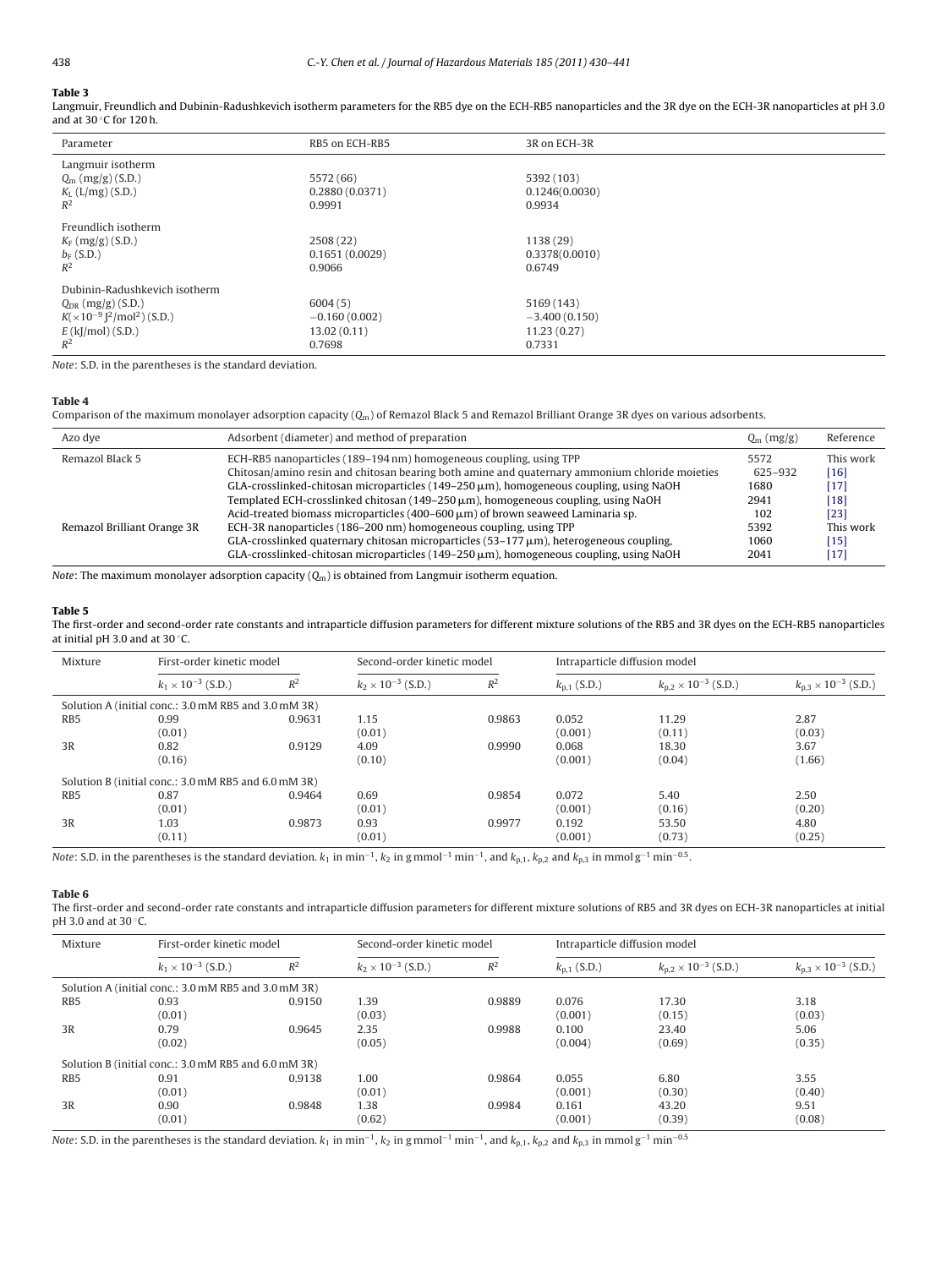**Table 3**

Langmuir, Freundlich and Dubinin-Radushkevich isotherm parameters for the RB5 dye on the ECH-RB5 nanoparticles and the 3R dye on the ECH-3R nanoparticles at pH 3.0 and at 30 °C for 120 h.

| Parameter | RB5 on ECH-RB5 | 3R on ECH-3R |
|---|---|---|
| Langmuir isotherm | | |
| $Q_m$ (mg/g) (S.D.) | 5572 (66) | 5392 (103) |
| $K_L$ (L/mg) (S.D.) | 0.2880 (0.0371) | 0.1246(0.0030) |
| $R^2$ | 0.9991 | 0.9934 |
| Freundlich isotherm | | |
| $K_F$ (mg/g) (S.D.) | 2508 (22) | 1138 (29) |
| $b_F$ (S.D.) | 0.1651 (0.0029) | 0.3378(0.0010) |
| $R^2$ | 0.9066 | 0.6749 |
| Dubinin-Radushkevich isotherm | | |
| $Q_{DR}$ (mg/g) (S.D.) | 6004 (5) | 5169 (143) |
| $K(\times 10^{-9}$ J$^2$/mol$^2$) (S.D.) | −0.160 (0.002) | −3.400 (0.150) |
| $E$ (kJ/mol) (S.D.) | 13.02 (0.11) | 11.23 (0.27) |
| $R^2$ | 0.7698 | 0.7331 |

*Note*: S.D. in the parentheses is the standard deviation.

**Table 4**

Comparison of the maximum monolayer adsorption capacity ($Q_m$) of Remazol Black 5 and Remazol Brilliant Orange 3R dyes on various adsorbents.

| Azo dye | Adsorbent (diameter) and method of preparation | $Q_m$ (mg/g) | Reference |
|---|---|---|---|
| Remazol Black 5 | ECH-RB5 nanoparticles (189–194 nm) homogeneous coupling, using TPP | 5572 | This work |
| | Chitosan/amino resin and chitosan bearing both amine and quaternary ammonium chloride moieties | 625–932 | [16] |
| | GLA-crosslinked-chitosan microparticles (149–250 μm), homogeneous coupling, using NaOH | 1680 | [17] |
| | Templated ECH-crosslinked chitosan (149–250 μm), homogeneous coupling, using NaOH | 2941 | [18] |
| | Acid-treated biomass microparticles (400–600 μm) of brown seaweed Laminaria sp. | 102 | [23] |
| Remazol Brilliant Orange 3R | ECH-3R nanoparticles (186–200 nm) homogeneous coupling, using TPP | 5392 | This work |
| | GLA-crosslinked quaternary chitosan microparticles (53–177 μm), heterogeneous coupling, | 1060 | [15] |
| | GLA-crosslinked-chitosan microparticles (149–250 μm), homogeneous coupling, using NaOH | 2041 | [17] |

*Note*: The maximum monolayer adsorption capacity ($Q_m$) is obtained from Langmuir isotherm equation.

**Table 5**

The first-order and second-order rate constants and intraparticle diffusion parameters for different mixture solutions of the RB5 and 3R dyes on the ECH-RB5 nanoparticles at initial pH 3.0 and at 30 °C.

| Mixture | First-order kinetic model | | Second-order kinetic model | | Intraparticle diffusion model | | |
|---|---|---|---|---|---|---|---|
| | $k_1 \times 10^{-3}$ (S.D.) | $R^2$ | $k_2 \times 10^{-3}$ (S.D.) | $R^2$ | $k_{p,1}$ (S.D.) | $k_{p,2} \times 10^{-3}$ (S.D.) | $k_{p,3} \times 10^{-3}$ (S.D.) |
| Solution A (initial conc.: 3.0 mM RB5 and 3.0 mM 3R) | | | | | | | |
| RB5 | 0.99 (0.01) | 0.9631 | 1.15 (0.01) | 0.9863 | 0.052 (0.001) | 11.29 (0.11) | 2.87 (0.03) |
| 3R | 0.82 (0.16) | 0.9129 | 4.09 (0.10) | 0.9990 | 0.068 (0.001) | 18.30 (0.04) | 3.67 (1.66) |
| Solution B (initial conc.: 3.0 mM RB5 and 6.0 mM 3R) | | | | | | | |
| RB5 | 0.87 (0.01) | 0.9464 | 0.69 (0.01) | 0.9854 | 0.072 (0.001) | 5.40 (0.16) | 2.50 (0.20) |
| 3R | 1.03 (0.11) | 0.9873 | 0.93 (0.01) | 0.9977 | 0.192 (0.001) | 53.50 (0.73) | 4.80 (0.25) |

*Note*: S.D. in the parentheses is the standard deviation. $k_1$ in min$^{-1}$, $k_2$ in g mmol$^{-1}$ min$^{-1}$, and $k_{p,1}$, $k_{p,2}$ and $k_{p,3}$ in mmol g$^{-1}$ min$^{-0.5}$.

**Table 6**

The first-order and second-order rate constants and intraparticle diffusion parameters for different mixture solutions of RB5 and 3R dyes on ECH-3R nanoparticles at initial pH 3.0 and at 30 °C.

| Mixture | First-order kinetic model | | Second-order kinetic model | | Intraparticle diffusion model | | |
|---|---|---|---|---|---|---|---|
| | $k_1 \times 10^{-3}$ (S.D.) | $R^2$ | $k_2 \times 10^{-3}$ (S.D.) | $R^2$ | $k_{p,1}$ (S.D.) | $k_{p,2} \times 10^{-3}$ (S.D.) | $k_{p,3} \times 10^{-3}$ (S.D.) |
| Solution A (initial conc.: 3.0 mM RB5 and 3.0 mM 3R) | | | | | | | |
| RB5 | 0.93 (0.01) | 0.9150 | 1.39 (0.03) | 0.9889 | 0.076 (0.001) | 17.30 (0.15) | 3.18 (0.03) |
| 3R | 0.79 (0.02) | 0.9645 | 2.35 (0.05) | 0.9988 | 0.100 (0.004) | 23.40 (0.69) | 5.06 (0.35) |
| Solution B (initial conc.: 3.0 mM RB5 and 6.0 mM 3R) | | | | | | | |
| RB5 | 0.91 (0.01) | 0.9138 | 1.00 (0.01) | 0.9864 | 0.055 (0.001) | 6.80 (0.30) | 3.55 (0.40) |
| 3R | 0.90 (0.01) | 0.9848 | 1.38 (0.62) | 0.9984 | 0.161 (0.001) | 43.20 (0.39) | 9.51 (0.08) |

*Note*: S.D. in the parentheses is the standard deviation. $k_1$ in min$^{-1}$, $k_2$ in g mmol$^{-1}$ min$^{-1}$, and $k_{p,1}$, $k_{p,2}$ and $k_{p,3}$ in mmol g$^{-1}$ min$^{-0.5}$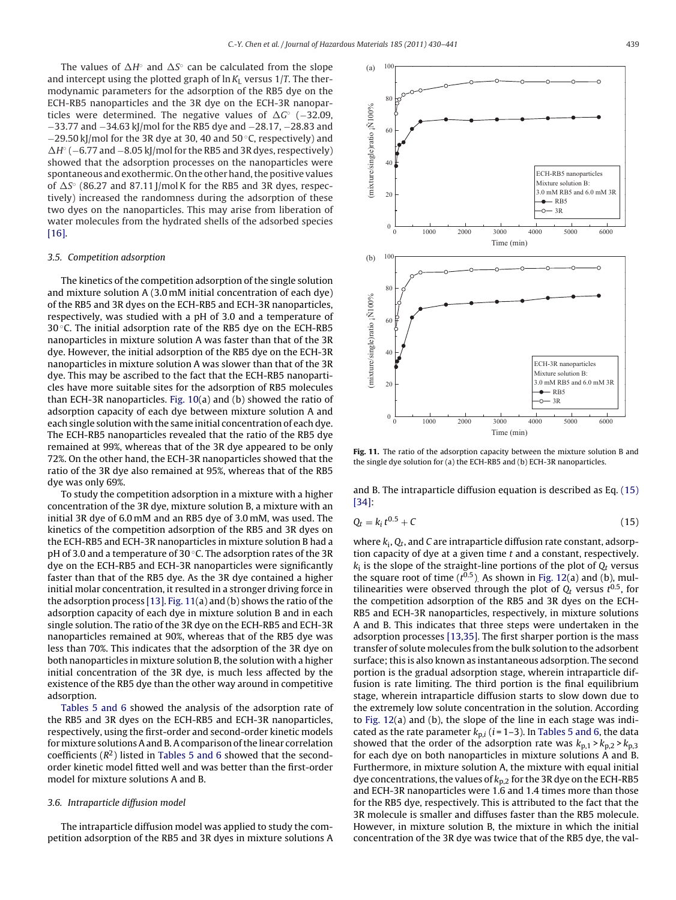The values of $\Delta H^\circ$ and $\Delta S^\circ$ can be calculated from the slope and intercept using the plotted graph of $\ln K_L$ versus $1/T$. The thermodynamic parameters for the adsorption of the RB5 dye on the ECH-RB5 nanoparticles and the 3R dye on the ECH-3R nanoparticles were determined. The negative values of $\Delta G^\circ$ (−32.09, −33.77 and −34.63 kJ/mol for the RB5 dye and −28.17, −28.83 and −29.50 kJ/mol for the 3R dye at 30, 40 and 50 °C, respectively) and $\Delta H^\circ$ (−6.77 and −8.05 kJ/mol for the RB5 and 3R dyes, respectively) showed that the adsorption processes on the nanoparticles were spontaneous and exothermic. On the other hand, the positive values of $\Delta S^\circ$ (86.27 and 87.11 J/mol K for the RB5 and 3R dyes, respectively) increased the randomness during the adsorption of these two dyes on the nanoparticles. This may arise from liberation of water molecules from the hydrated shells of the adsorbed species [16].

### 3.5. Competition adsorption

The kinetics of the competition adsorption of the single solution and mixture solution A (3.0 mM initial concentration of each dye) of the RB5 and 3R dyes on the ECH-RB5 and ECH-3R nanoparticles, respectively, was studied with a pH of 3.0 and a temperature of 30 °C. The initial adsorption rate of the RB5 dye on the ECH-RB5 nanoparticles in mixture solution A was faster than that of the 3R dye. However, the initial adsorption of the RB5 dye on the ECH-3R nanoparticles in mixture solution A was slower than that of the 3R dye. This may be ascribed to the fact that the ECH-RB5 nanoparticles have more suitable sites for the adsorption of RB5 molecules than ECH-3R nanoparticles. Fig. 10(a) and (b) showed the ratio of adsorption capacity of each dye between mixture solution A and each single solution with the same initial concentration of each dye. The ECH-RB5 nanoparticles revealed that the ratio of the RB5 dye remained at 99%, whereas that of the 3R dye appeared to be only 72%. On the other hand, the ECH-3R nanoparticles showed that the ratio of the 3R dye also remained at 95%, whereas that of the RB5 dye was only 69%.

To study the competition adsorption in a mixture with a higher concentration of the 3R dye, mixture solution B, a mixture with an initial 3R dye of 6.0 mM and an RB5 dye of 3.0 mM, was used. The kinetics of the competition adsorption of the RB5 and 3R dyes on the ECH-RB5 and ECH-3R nanoparticles in mixture solution B had a pH of 3.0 and a temperature of 30 °C. The adsorption rates of the 3R dye on the ECH-RB5 and ECH-3R nanoparticles were significantly faster than that of the RB5 dye. As the 3R dye contained a higher initial molar concentration, it resulted in a stronger driving force in the adsorption process [13]. Fig. 11(a) and (b) shows the ratio of the adsorption capacity of each dye in mixture solution B and in each single solution. The ratio of the 3R dye on the ECH-RB5 and ECH-3R nanoparticles remained at 90%, whereas that of the RB5 dye was less than 70%. This indicates that the adsorption of the 3R dye on both nanoparticles in mixture solution B, the solution with a higher initial concentration of the 3R dye, is much less affected by the existence of the RB5 dye than the other way around in competitive adsorption.

Tables 5 and 6 showed the analysis of the adsorption rate of the RB5 and 3R dyes on the ECH-RB5 and ECH-3R nanoparticles, respectively, using the first-order and second-order kinetic models for mixture solutions A and B. A comparison of the linear correlation coefficients ($R^2$) listed in Tables 5 and 6 showed that the second-order kinetic model fitted well and was better than the first-order model for mixture solutions A and B.

### 3.6. Intraparticle diffusion model

The intraparticle diffusion model was applied to study the competition adsorption of the RB5 and 3R dyes in mixture solutions A and B. The intraparticle diffusion equation is described as Eq. (15) [34]:

$$Q_t = k_i\, t^{0.5} + C \tag{15}$$

where $k_i$, $Q_t$, and $C$ are intraparticle diffusion rate constant, adsorption capacity of dye at a given time $t$ and a constant, respectively. $k_i$ is the slope of the straight-line portions of the plot of $Q_t$ versus the square root of time ($t^{0.5}$). As shown in Fig. 12(a) and (b), multilinearities were observed through the plot of $Q_t$ versus $t^{0.5}$, for the competition adsorption of the RB5 and 3R dyes on the ECH-RB5 and ECH-3R nanoparticles, respectively, in mixture solutions A and B. This indicates that three steps were undertaken in the adsorption processes [13,35]. The first sharper portion is the mass transfer of solute molecules from the bulk solution to the adsorbent surface; this is also known as instantaneous adsorption. The second portion is the gradual adsorption stage, wherein intraparticle diffusion is rate limiting. The third portion is the final equilibrium stage, wherein intraparticle diffusion starts to slow down due to the extremely low solute concentration in the solution. According to Fig. 12(a) and (b), the slope of the line in each stage was indicated as the rate parameter $k_{p,i}$ ($i$ = 1–3). In Tables 5 and 6, the data showed that the order of the adsorption rate was $k_{p,1} > k_{p,2} > k_{p,3}$ for each dye on both nanoparticles in mixture solutions A and B. Furthermore, in mixture solution A, the mixture with equal initial dye concentrations, the values of $k_{p,2}$ for the 3R dye on the ECH-RB5 and ECH-3R nanoparticles were 1.6 and 1.4 times more than those for the RB5 dye, respectively. This is attributed to the fact that the 3R molecule is smaller and diffuses faster than the RB5 molecule. However, in mixture solution B, the mixture in which the initial concentration of the 3R dye was twice that of the RB5 dye, the val-

**Fig. 11.** The ratio of the adsorption capacity between the mixture solution B and the single dye solution for (a) the ECH-RB5 and (b) ECH-3R nanoparticles.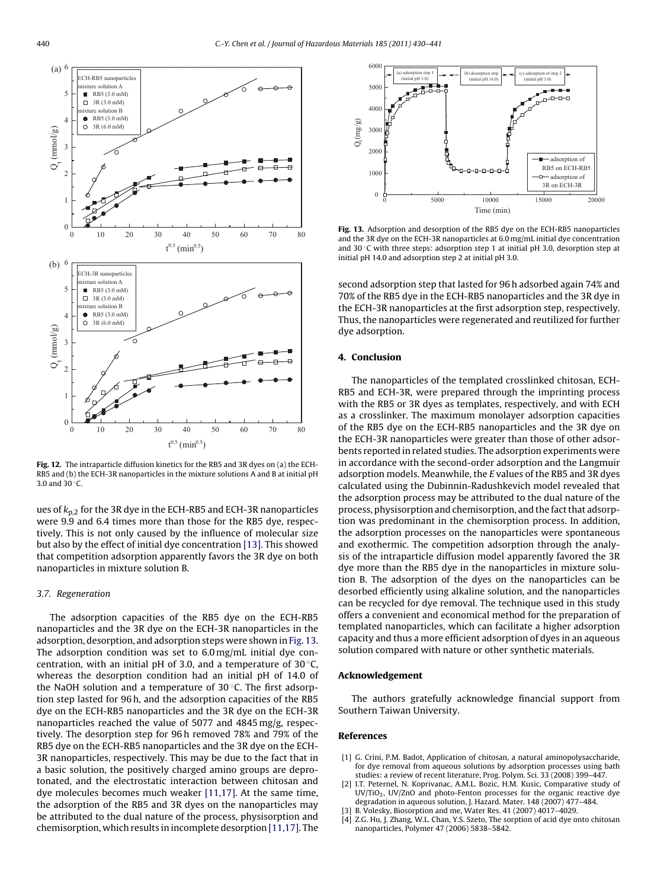Fig. 12. The intraparticle diffusion kinetics for the RB5 and 3R dyes on (a) the ECH-RB5 and (b) the ECH-3R nanoparticles in the mixture solutions A and B at initial pH 3.0 and 30 °C.

ues of $k_{p,2}$ for the 3R dye in the ECH-RB5 and ECH-3R nanoparticles were 9.9 and 6.4 times more than those for the RB5 dye, respectively. This is not only caused by the influence of molecular size but also by the effect of initial dye concentration [13]. This showed that competition adsorption apparently favors the 3R dye on both nanoparticles in mixture solution B.

### 3.7. Regeneration

The adsorption capacities of the RB5 dye on the ECH-RB5 nanoparticles and the 3R dye on the ECH-3R nanoparticles in the adsorption, desorption, and adsorption steps were shown in Fig. 13. The adsorption condition was set to 6.0 mg/mL initial dye concentration, with an initial pH of 3.0, and a temperature of 30 °C, whereas the desorption condition had an initial pH of 14.0 of the NaOH solution and a temperature of 30 °C. The first adsorption step lasted for 96 h, and the adsorption capacities of the RB5 dye on the ECH-RB5 nanoparticles and the 3R dye on the ECH-3R nanoparticles reached the value of 5077 and 4845 mg/g, respectively. The desorption step for 96 h removed 78% and 79% of the RB5 dye on the ECH-RB5 nanoparticles and the 3R dye on the ECH-3R nanoparticles, respectively. This may be due to the fact that in a basic solution, the positively charged amino groups are deprotonated, and the electrostatic interaction between chitosan and dye molecules becomes much weaker [11,17]. At the same time, the adsorption of the RB5 and 3R dyes on the nanoparticles may be attributed to the dual nature of the process, physisorption and chemisorption, which results in incomplete desorption [11,17]. The second adsorption step that lasted for 96 h adsorbed again 74% and 70% of the RB5 dye in the ECH-RB5 nanoparticles and the 3R dye in the ECH-3R nanoparticles at the first adsorption step, respectively. Thus, the nanoparticles were regenerated and reutilized for further dye adsorption.

Fig. 13. Adsorption and desorption of the RB5 dye on the ECH-RB5 nanoparticles and the 3R dye on the ECH-3R nanoparticles at 6.0 mg/mL initial dye concentration and 30 °C with three steps: adsorption step 1 at initial pH 3.0, desorption step at initial pH 14.0 and adsorption step 2 at initial pH 3.0.

## 4. Conclusion

The nanoparticles of the templated crosslinked chitosan, ECH-RB5 and ECH-3R, were prepared through the imprinting process with the RB5 or 3R dyes as templates, respectively, and with ECH as a crosslinker. The maximum monolayer adsorption capacities of the RB5 dye on the ECH-RB5 nanoparticles and the 3R dye on the ECH-3R nanoparticles were greater than those of other adsorbents reported in related studies. The adsorption experiments were in accordance with the second-order adsorption and the Langmuir adsorption models. Meanwhile, the *E* values of the RB5 and 3R dyes calculated using the Dubinnin-Radushkevich model revealed that the adsorption process may be attributed to the dual nature of the process, physisorption and chemisorption, and the fact that adsorption was predominant in the chemisorption process. In addition, the adsorption processes on the nanoparticles were spontaneous and exothermic. The competition adsorption through the analysis of the intraparticle diffusion model apparently favored the 3R dye more than the RB5 dye in the nanoparticles in mixture solution B. The adsorption of the dyes on the nanoparticles can be desorbed efficiently using alkaline solution, and the nanoparticles can be recycled for dye removal. The technique used in this study offers a convenient and economical method for the preparation of templated nanoparticles, which can facilitate a higher adsorption capacity and thus a more efficient adsorption of dyes in an aqueous solution compared with nature or other synthetic materials.

## Acknowledgement

The authors gratefully acknowledge financial support from Southern Taiwan University.

## References

[1] G. Crini, P.M. Badot, Application of chitosan, a natural aminopolysaccharide, for dye removal from aqueous solutions by adsorption processes using batch studies: a review of recent literature, Prog. Polym. Sci. 33 (2008) 399–447.

[2] I.T. Peternel, N. Koprivanac, A.M.L. Bozic, H.M. Kusic, Comparative study of UV/$TiO_2$, UV/ZnO and photo-Fenton processes for the organic reactive dye degradation in aqueous solution, J. Hazard. Mater. 148 (2007) 477–484.

[3] B. Volesky, Biosorption and me, Water Res. 41 (2007) 4017–4029.

[4] Z.G. Hu, J. Zhang, W.L. Chan, Y.S. Szeto, The sorption of acid dye onto chitosan nanoparticles, Polymer 47 (2006) 5838–5842.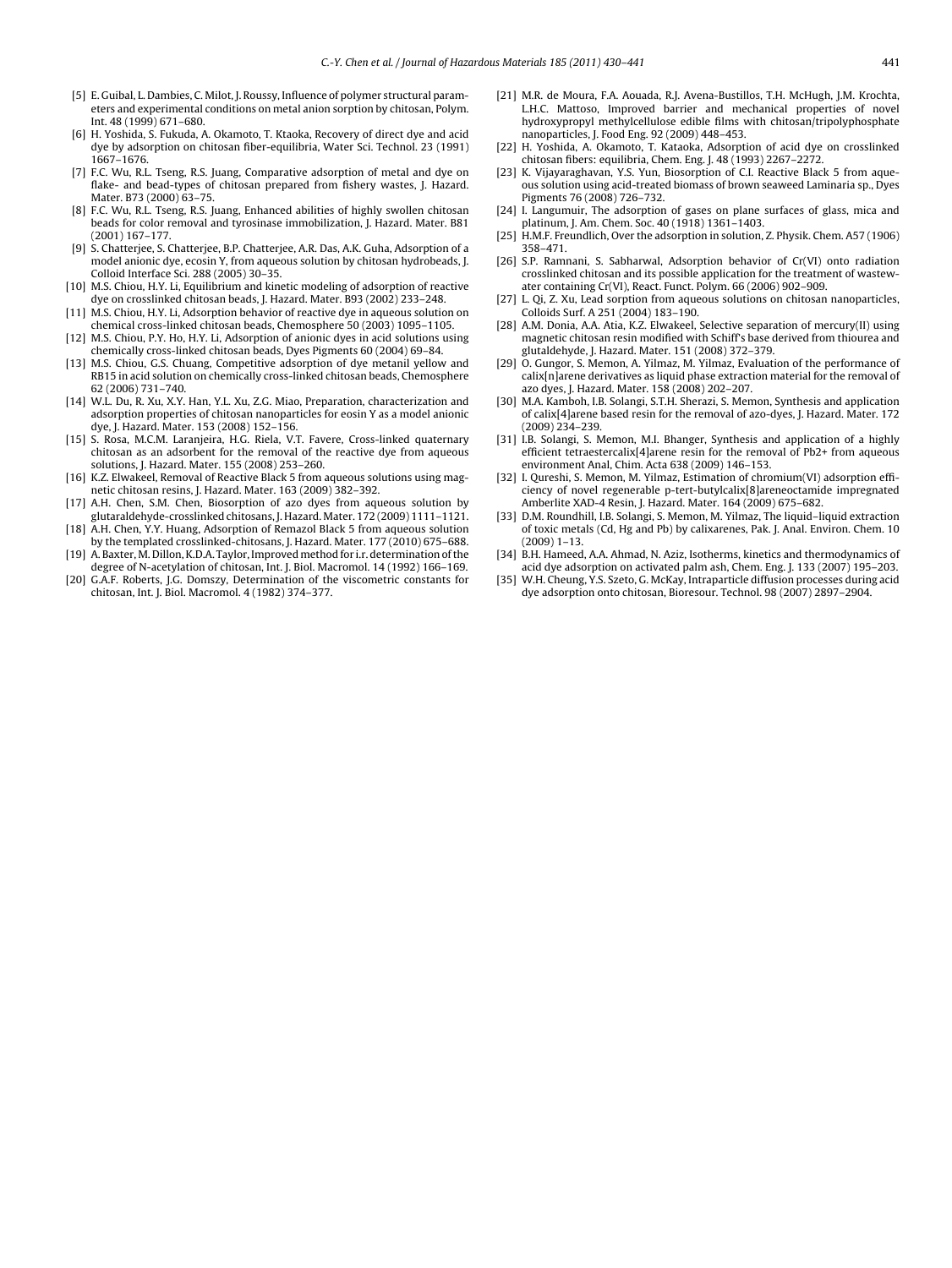[5] E. Guibal, L. Dambies, C. Milot, J. Roussy, Influence of polymer structural parameters and experimental conditions on metal anion sorption by chitosan, Polym. Int. 48 (1999) 671–680.

[6] H. Yoshida, S. Fukuda, A. Okamoto, T. Ktaoka, Recovery of direct dye and acid dye by adsorption on chitosan fiber-equilibria, Water Sci. Technol. 23 (1991) 1667–1676.

[7] F.C. Wu, R.L. Tseng, R.S. Juang, Comparative adsorption of metal and dye on flake- and bead-types of chitosan prepared from fishery wastes, J. Hazard. Mater. B73 (2000) 63–75.

[8] F.C. Wu, R.L. Tseng, R.S. Juang, Enhanced abilities of highly swollen chitosan beads for color removal and tyrosinase immobilization, J. Hazard. Mater. B81 (2001) 167–177.

[9] S. Chatterjee, S. Chatterjee, B.P. Chatterjee, A.R. Das, A.K. Guha, Adsorption of a model anionic dye, ecosin Y, from aqueous solution by chitosan hydrobeads, J. Colloid Interface Sci. 288 (2005) 30–35.

[10] M.S. Chiou, H.Y. Li, Equilibrium and kinetic modeling of adsorption of reactive dye on crosslinked chitosan beads, J. Hazard. Mater. B93 (2002) 233–248.

[11] M.S. Chiou, H.Y. Li, Adsorption behavior of reactive dye in aqueous solution on chemical cross-linked chitosan beads, Chemosphere 50 (2003) 1095–1105.

[12] M.S. Chiou, P.Y. Ho, H.Y. Li, Adsorption of anionic dyes in acid solutions using chemically cross-linked chitosan beads, Dyes Pigments 60 (2004) 69–84.

[13] M.S. Chiou, G.S. Chuang, Competitive adsorption of dye metanil yellow and RB15 in acid solution on chemically cross-linked chitosan beads, Chemosphere 62 (2006) 731–740.

[14] W.L. Du, R. Xu, X.Y. Han, Y.L. Xu, Z.G. Miao, Preparation, characterization and adsorption properties of chitosan nanoparticles for eosin Y as a model anionic dye, J. Hazard. Mater. 153 (2008) 152–156.

[15] S. Rosa, M.C.M. Laranjeira, H.G. Riela, V.T. Favere, Cross-linked quaternary chitosan as an adsorbent for the removal of the reactive dye from aqueous solutions, J. Hazard. Mater. 155 (2008) 253–260.

[16] K.Z. Elwakeel, Removal of Reactive Black 5 from aqueous solutions using magnetic chitosan resins, J. Hazard. Mater. 163 (2009) 382–392.

[17] A.H. Chen, S.M. Chen, Biosorption of azo dyes from aqueous solution by glutaraldehyde-crosslinked chitosans, J. Hazard. Mater. 172 (2009) 1111–1121.

[18] A.H. Chen, Y.Y. Huang, Adsorption of Remazol Black 5 from aqueous solution by the templated crosslinked-chitosans, J. Hazard. Mater. 177 (2010) 675–688.

[19] A. Baxter, M. Dillon, K.D.A. Taylor, Improved method for i.r. determination of the degree of N-acetylation of chitosan, Int. J. Biol. Macromol. 14 (1992) 166–169.

[20] G.A.F. Roberts, J.G. Domszy, Determination of the viscometric constants for chitosan, Int. J. Biol. Macromol. 4 (1982) 374–377.

[21] M.R. de Moura, F.A. Aouada, R.J. Avena-Bustillos, T.H. McHugh, J.M. Krochta, L.H.C. Mattoso, Improved barrier and mechanical properties of novel hydroxypropyl methylcellulose edible films with chitosan/tripolyphosphate nanoparticles, J. Food Eng. 92 (2009) 448–453.

[22] H. Yoshida, A. Okamoto, T. Kataoka, Adsorption of acid dye on crosslinked chitosan fibers: equilibria, Chem. Eng. J. 48 (1993) 2267–2272.

[23] K. Vijayaraghavan, Y.S. Yun, Biosorption of C.I. Reactive Black 5 from aqueous solution using acid-treated biomass of brown seaweed Laminaria sp., Dyes Pigments 76 (2008) 726–732.

[24] I. Langumuir, The adsorption of gases on plane surfaces of glass, mica and platinum, J. Am. Chem. Soc. 40 (1918) 1361–1403.

[25] H.M.F. Freundlich, Over the adsorption in solution, Z. Physik. Chem. A57 (1906) 358–471.

[26] S.P. Ramnani, S. Sabharwal, Adsorption behavior of Cr(VI) onto radiation crosslinked chitosan and its possible application for the treatment of wastewater containing Cr(VI), React. Funct. Polym. 66 (2006) 902–909.

[27] L. Qi, Z. Xu, Lead sorption from aqueous solutions on chitosan nanoparticles, Colloids Surf. A 251 (2004) 183–190.

[28] A.M. Donia, A.A. Atia, K.Z. Elwakeel, Selective separation of mercury(II) using magnetic chitosan resin modified with Schiff's base derived from thiourea and glutaldehyde, J. Hazard. Mater. 151 (2008) 372–379.

[29] O. Gungor, S. Memon, A. Yilmaz, M. Yilmaz, Evaluation of the performance of calix[n]arene derivatives as liquid phase extraction material for the removal of azo dyes, J. Hazard. Mater. 158 (2008) 202–207.

[30] M.A. Kamboh, I.B. Solangi, S.T.H. Sherazi, S. Memon, Synthesis and application of calix[4]arene based resin for the removal of azo-dyes, J. Hazard. Mater. 172 (2009) 234–239.

[31] I.B. Solangi, S. Memon, M.I. Bhanger, Synthesis and application of a highly efficient tetraestercalix[4]arene resin for the removal of Pb2+ from aqueous environment Anal, Chim. Acta 638 (2009) 146–153.

[32] I. Qureshi, S. Memon, M. Yilmaz, Estimation of chromium(VI) adsorption efficiency of novel regenerable p-tert-butylcalix[8]areneoctamide impregnated Amberlite XAD-4 Resin, J. Hazard. Mater. 164 (2009) 675–682.

[33] D.M. Roundhill, I.B. Solangi, S. Memon, M. Yilmaz, The liquid–liquid extraction of toxic metals (Cd, Hg and Pb) by calixarenes, Pak. J. Anal. Environ. Chem. 10 (2009) 1–13.

[34] B.H. Hameed, A.A. Ahmad, N. Aziz, Isotherms, kinetics and thermodynamics of acid dye adsorption on activated palm ash, Chem. Eng. J. 133 (2007) 195–203.

[35] W.H. Cheung, Y.S. Szeto, G. McKay, Intraparticle diffusion processes during acid dye adsorption onto chitosan, Bioresour. Technol. 98 (2007) 2897–2904.